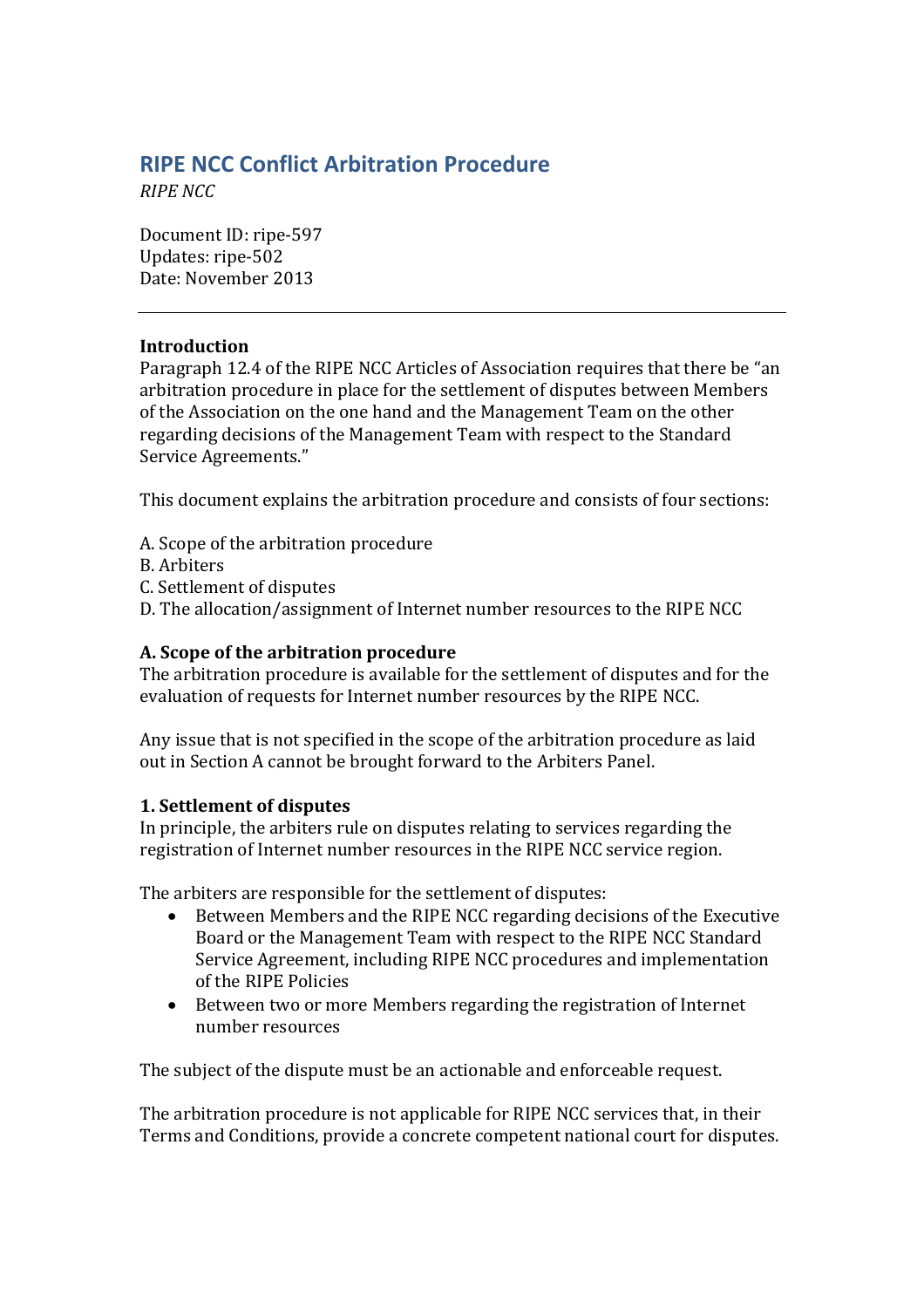# RIPE NCC Conflict Arbitration Procedure

*RIPE NCC*

Document ID: ripe-597
Updates: ripe-502
Date: November 2013

---

**Introduction**

Paragraph 12.4 of the RIPE NCC Articles of Association requires that there be "an arbitration procedure in place for the settlement of disputes between Members of the Association on the one hand and the Management Team on the other regarding decisions of the Management Team with respect to the Standard Service Agreements."

This document explains the arbitration procedure and consists of four sections:

A. Scope of the arbitration procedure
B. Arbiters
C. Settlement of disputes
D. The allocation/assignment of Internet number resources to the RIPE NCC

## A. Scope of the arbitration procedure

The arbitration procedure is available for the settlement of disputes and for the evaluation of requests for Internet number resources by the RIPE NCC.

Any issue that is not specified in the scope of the arbitration procedure as laid out in Section A cannot be brought forward to the Arbiters Panel.

### 1. Settlement of disputes

In principle, the arbiters rule on disputes relating to services regarding the registration of Internet number resources in the RIPE NCC service region.

The arbiters are responsible for the settlement of disputes:

- Between Members and the RIPE NCC regarding decisions of the Executive Board or the Management Team with respect to the RIPE NCC Standard Service Agreement, including RIPE NCC procedures and implementation of the RIPE Policies
- Between two or more Members regarding the registration of Internet number resources

The subject of the dispute must be an actionable and enforceable request.

The arbitration procedure is not applicable for RIPE NCC services that, in their Terms and Conditions, provide a concrete competent national court for disputes.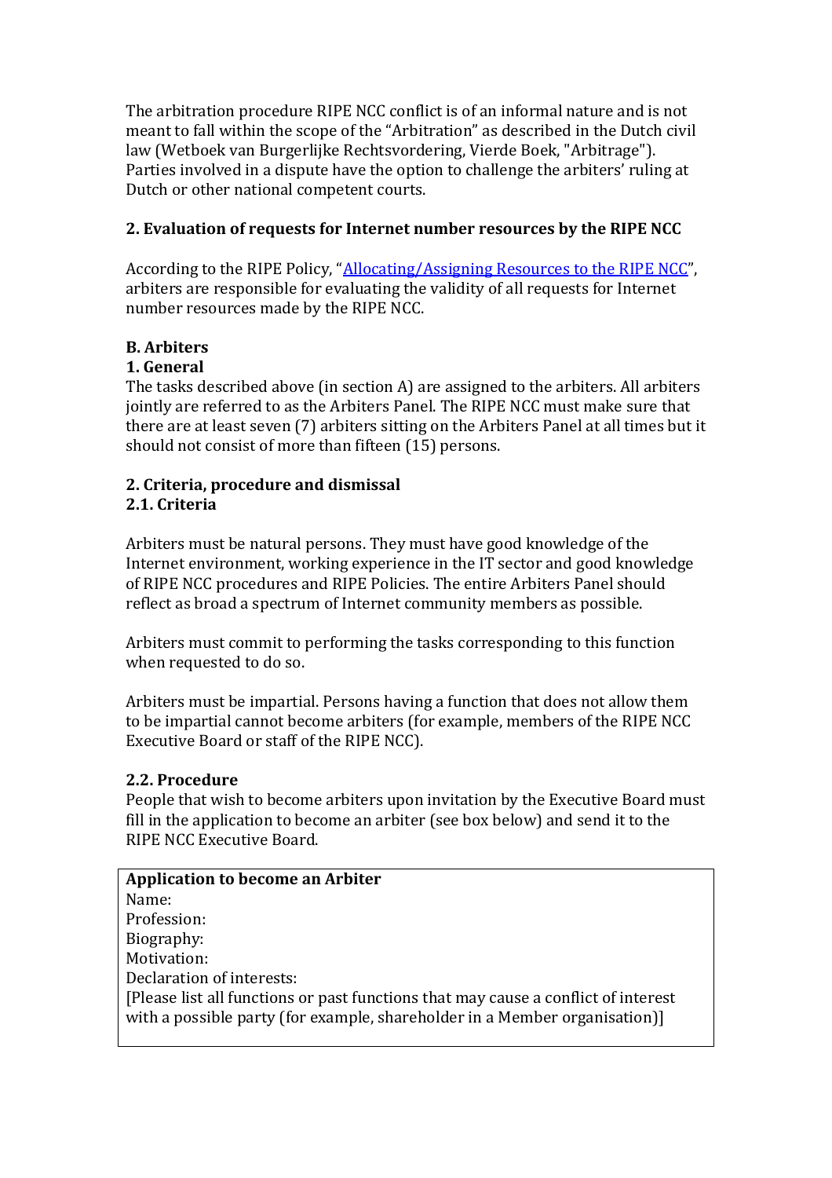The arbitration procedure RIPE NCC conflict is of an informal nature and is not meant to fall within the scope of the "Arbitration" as described in the Dutch civil law (Wetboek van Burgerlijke Rechtsvordering, Vierde Boek, "Arbitrage"). Parties involved in a dispute have the option to challenge the arbiters' ruling at Dutch or other national competent courts.

### 2. Evaluation of requests for Internet number resources by the RIPE NCC

According to the RIPE Policy, "Allocating/Assigning Resources to the RIPE NCC", arbiters are responsible for evaluating the validity of all requests for Internet number resources made by the RIPE NCC.

## B. Arbiters

### 1. General

The tasks described above (in section A) are assigned to the arbiters. All arbiters jointly are referred to as the Arbiters Panel. The RIPE NCC must make sure that there are at least seven (7) arbiters sitting on the Arbiters Panel at all times but it should not consist of more than fifteen (15) persons.

### 2. Criteria, procedure and dismissal

#### 2.1. Criteria

Arbiters must be natural persons. They must have good knowledge of the Internet environment, working experience in the IT sector and good knowledge of RIPE NCC procedures and RIPE Policies. The entire Arbiters Panel should reflect as broad a spectrum of Internet community members as possible.

Arbiters must commit to performing the tasks corresponding to this function when requested to do so.

Arbiters must be impartial. Persons having a function that does not allow them to be impartial cannot become arbiters (for example, members of the RIPE NCC Executive Board or staff of the RIPE NCC).

#### 2.2. Procedure

People that wish to become arbiters upon invitation by the Executive Board must fill in the application to become an arbiter (see box below) and send it to the RIPE NCC Executive Board.

**Application to become an Arbiter**
Name:
Profession:
Biography:
Motivation:
Declaration of interests:
[Please list all functions or past functions that may cause a conflict of interest with a possible party (for example, shareholder in a Member organisation)]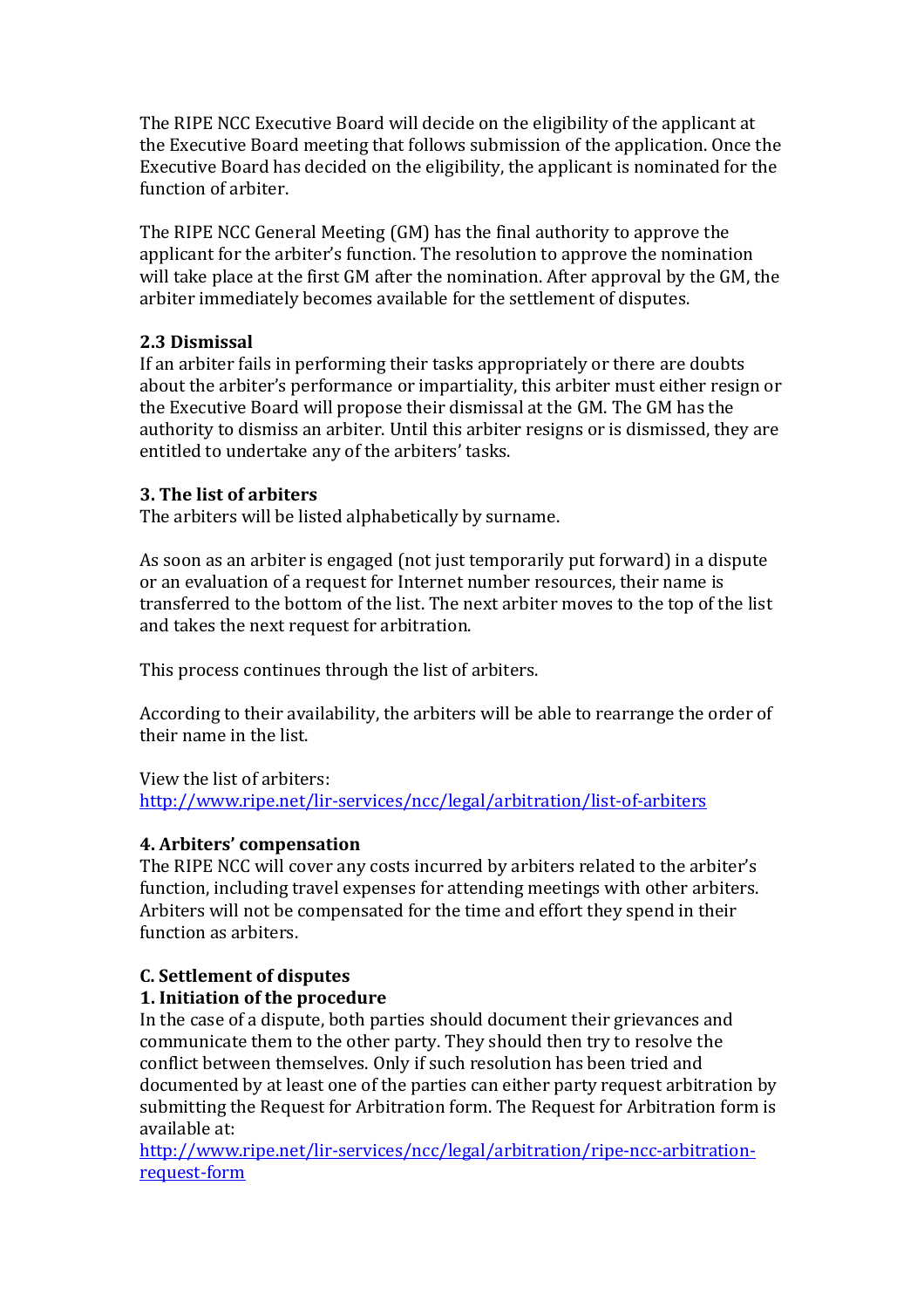The RIPE NCC Executive Board will decide on the eligibility of the applicant at the Executive Board meeting that follows submission of the application. Once the Executive Board has decided on the eligibility, the applicant is nominated for the function of arbiter.

The RIPE NCC General Meeting (GM) has the final authority to approve the applicant for the arbiter's function. The resolution to approve the nomination will take place at the first GM after the nomination. After approval by the GM, the arbiter immediately becomes available for the settlement of disputes.

### 2.3 Dismissal

If an arbiter fails in performing their tasks appropriately or there are doubts about the arbiter's performance or impartiality, this arbiter must either resign or the Executive Board will propose their dismissal at the GM. The GM has the authority to dismiss an arbiter. Until this arbiter resigns or is dismissed, they are entitled to undertake any of the arbiters' tasks.

### 3. The list of arbiters

The arbiters will be listed alphabetically by surname.

As soon as an arbiter is engaged (not just temporarily put forward) in a dispute or an evaluation of a request for Internet number resources, their name is transferred to the bottom of the list. The next arbiter moves to the top of the list and takes the next request for arbitration.

This process continues through the list of arbiters.

According to their availability, the arbiters will be able to rearrange the order of their name in the list.

View the list of arbiters:
[http://www.ripe.net/lir-services/ncc/legal/arbitration/list-of-arbiters](http://www.ripe.net/lir-services/ncc/legal/arbitration/list-of-arbiters)

### 4. Arbiters' compensation

The RIPE NCC will cover any costs incurred by arbiters related to the arbiter's function, including travel expenses for attending meetings with other arbiters. Arbiters will not be compensated for the time and effort they spend in their function as arbiters.

## C. Settlement of disputes

### 1. Initiation of the procedure

In the case of a dispute, both parties should document their grievances and communicate them to the other party. They should then try to resolve the conflict between themselves. Only if such resolution has been tried and documented by at least one of the parties can either party request arbitration by submitting the Request for Arbitration form. The Request for Arbitration form is available at:
[http://www.ripe.net/lir-services/ncc/legal/arbitration/ripe-ncc-arbitration-request-form](http://www.ripe.net/lir-services/ncc/legal/arbitration/ripe-ncc-arbitration-request-form)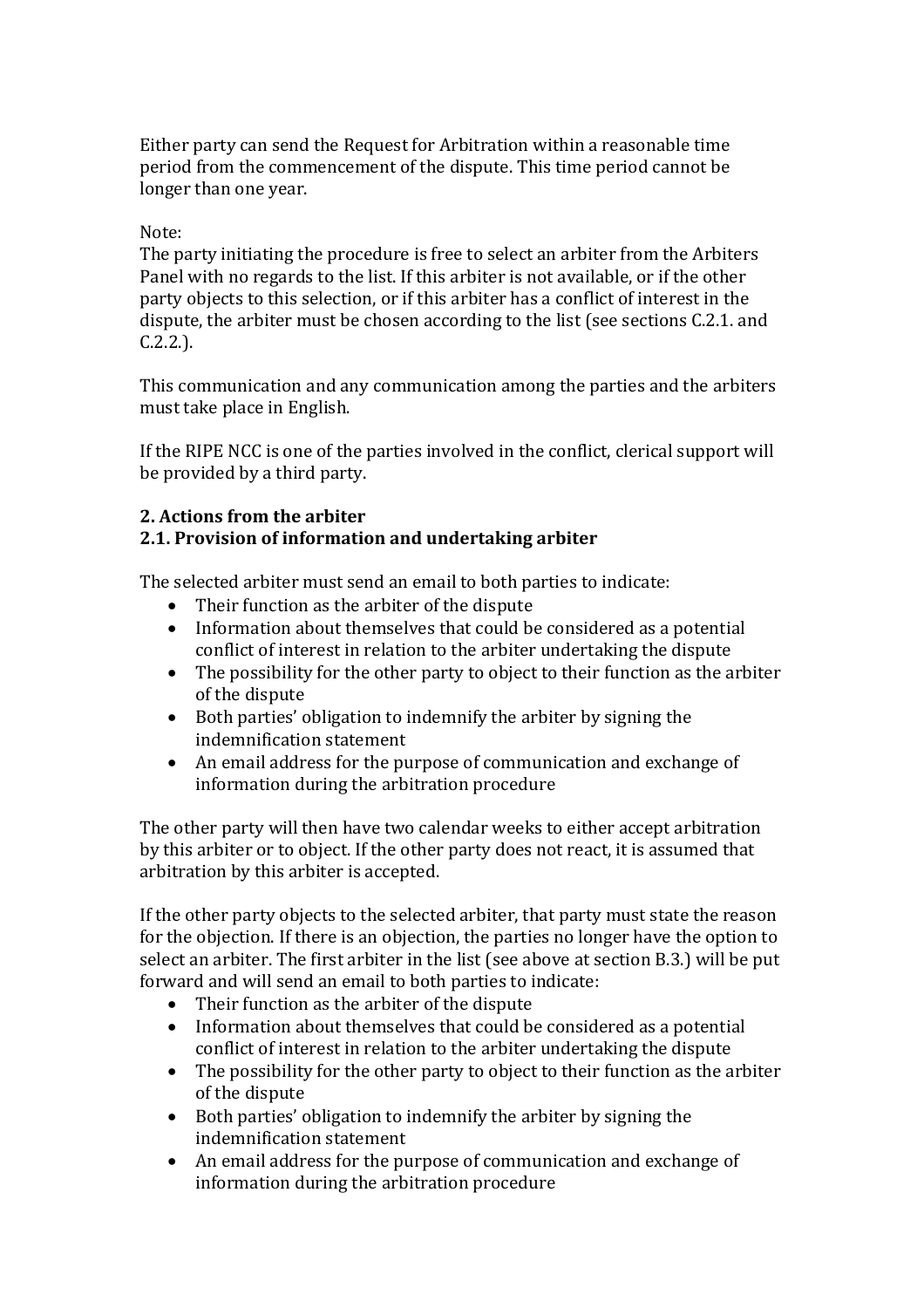Either party can send the Request for Arbitration within a reasonable time period from the commencement of the dispute. This time period cannot be longer than one year.

Note:
The party initiating the procedure is free to select an arbiter from the Arbiters Panel with no regards to the list. If this arbiter is not available, or if the other party objects to this selection, or if this arbiter has a conflict of interest in the dispute, the arbiter must be chosen according to the list (see sections C.2.1. and C.2.2.).

This communication and any communication among the parties and the arbiters must take place in English.

If the RIPE NCC is one of the parties involved in the conflict, clerical support will be provided by a third party.

### 2. Actions from the arbiter

#### 2.1. Provision of information and undertaking arbiter

The selected arbiter must send an email to both parties to indicate:

- Their function as the arbiter of the dispute
- Information about themselves that could be considered as a potential conflict of interest in relation to the arbiter undertaking the dispute
- The possibility for the other party to object to their function as the arbiter of the dispute
- Both parties' obligation to indemnify the arbiter by signing the indemnification statement
- An email address for the purpose of communication and exchange of information during the arbitration procedure

The other party will then have two calendar weeks to either accept arbitration by this arbiter or to object. If the other party does not react, it is assumed that arbitration by this arbiter is accepted.

If the other party objects to the selected arbiter, that party must state the reason for the objection. If there is an objection, the parties no longer have the option to select an arbiter. The first arbiter in the list (see above at section B.3.) will be put forward and will send an email to both parties to indicate:

- Their function as the arbiter of the dispute
- Information about themselves that could be considered as a potential conflict of interest in relation to the arbiter undertaking the dispute
- The possibility for the other party to object to their function as the arbiter of the dispute
- Both parties' obligation to indemnify the arbiter by signing the indemnification statement
- An email address for the purpose of communication and exchange of information during the arbitration procedure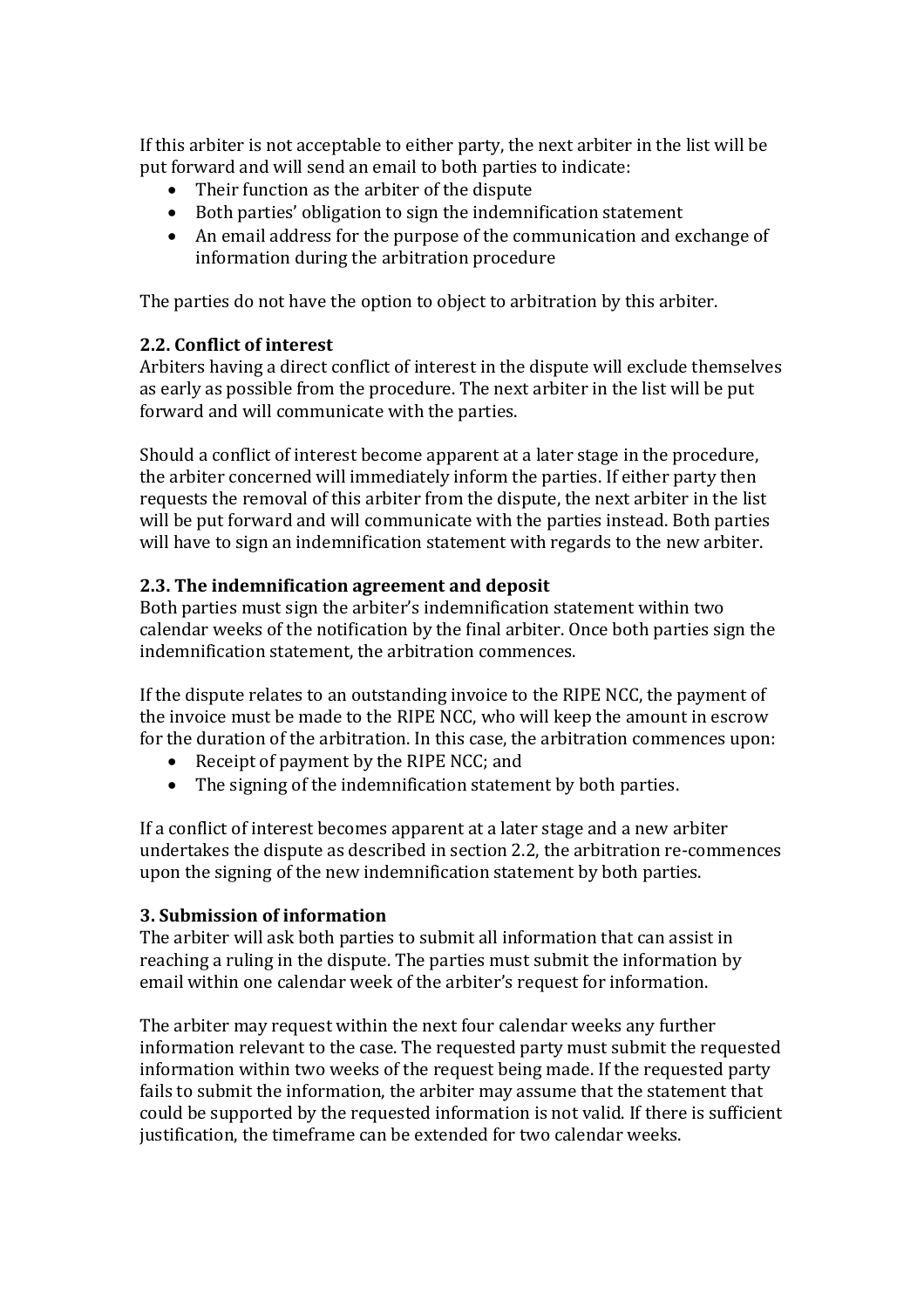If this arbiter is not acceptable to either party, the next arbiter in the list will be put forward and will send an email to both parties to indicate:

- Their function as the arbiter of the dispute
- Both parties' obligation to sign the indemnification statement
- An email address for the purpose of the communication and exchange of information during the arbitration procedure

The parties do not have the option to object to arbitration by this arbiter.

### 2.2. Conflict of interest

Arbiters having a direct conflict of interest in the dispute will exclude themselves as early as possible from the procedure. The next arbiter in the list will be put forward and will communicate with the parties.

Should a conflict of interest become apparent at a later stage in the procedure, the arbiter concerned will immediately inform the parties. If either party then requests the removal of this arbiter from the dispute, the next arbiter in the list will be put forward and will communicate with the parties instead. Both parties will have to sign an indemnification statement with regards to the new arbiter.

### 2.3. The indemnification agreement and deposit

Both parties must sign the arbiter's indemnification statement within two calendar weeks of the notification by the final arbiter. Once both parties sign the indemnification statement, the arbitration commences.

If the dispute relates to an outstanding invoice to the RIPE NCC, the payment of the invoice must be made to the RIPE NCC, who will keep the amount in escrow for the duration of the arbitration. In this case, the arbitration commences upon:

- Receipt of payment by the RIPE NCC; and
- The signing of the indemnification statement by both parties.

If a conflict of interest becomes apparent at a later stage and a new arbiter undertakes the dispute as described in section 2.2, the arbitration re-commences upon the signing of the new indemnification statement by both parties.

## 3. Submission of information

The arbiter will ask both parties to submit all information that can assist in reaching a ruling in the dispute. The parties must submit the information by email within one calendar week of the arbiter's request for information.

The arbiter may request within the next four calendar weeks any further information relevant to the case. The requested party must submit the requested information within two weeks of the request being made. If the requested party fails to submit the information, the arbiter may assume that the statement that could be supported by the requested information is not valid. If there is sufficient justification, the timeframe can be extended for two calendar weeks.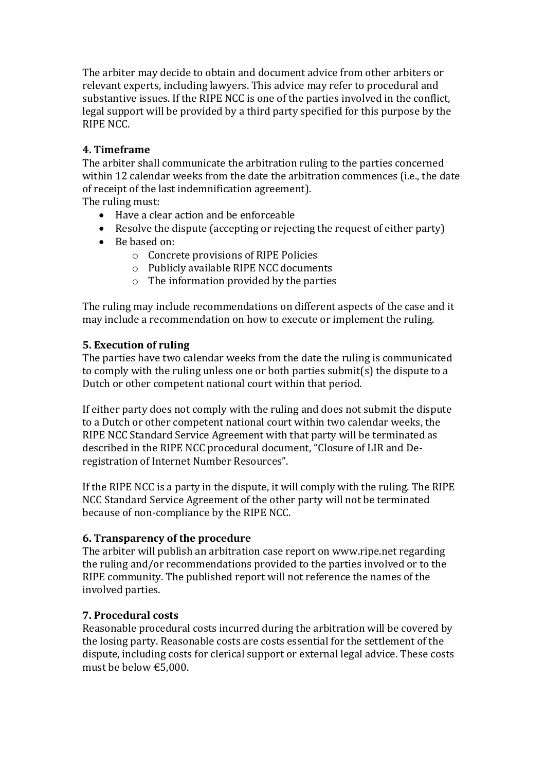The arbiter may decide to obtain and document advice from other arbiters or relevant experts, including lawyers. This advice may refer to procedural and substantive issues. If the RIPE NCC is one of the parties involved in the conflict, legal support will be provided by a third party specified for this purpose by the RIPE NCC.

**4. Timeframe**

The arbiter shall communicate the arbitration ruling to the parties concerned within 12 calendar weeks from the date the arbitration commences (i.e., the date of receipt of the last indemnification agreement).

The ruling must:

- Have a clear action and be enforceable
- Resolve the dispute (accepting or rejecting the request of either party)
- Be based on:
    - Concrete provisions of RIPE Policies
    - Publicly available RIPE NCC documents
    - The information provided by the parties

The ruling may include recommendations on different aspects of the case and it may include a recommendation on how to execute or implement the ruling.

**5. Execution of ruling**

The parties have two calendar weeks from the date the ruling is communicated to comply with the ruling unless one or both parties submit(s) the dispute to a Dutch or other competent national court within that period.

If either party does not comply with the ruling and does not submit the dispute to a Dutch or other competent national court within two calendar weeks, the RIPE NCC Standard Service Agreement with that party will be terminated as described in the RIPE NCC procedural document, "Closure of LIR and De-registration of Internet Number Resources".

If the RIPE NCC is a party in the dispute, it will comply with the ruling. The RIPE NCC Standard Service Agreement of the other party will not be terminated because of non-compliance by the RIPE NCC.

**6. Transparency of the procedure**

The arbiter will publish an arbitration case report on www.ripe.net regarding the ruling and/or recommendations provided to the parties involved or to the RIPE community. The published report will not reference the names of the involved parties.

**7. Procedural costs**

Reasonable procedural costs incurred during the arbitration will be covered by the losing party. Reasonable costs are costs essential for the settlement of the dispute, including costs for clerical support or external legal advice. These costs must be below €5,000.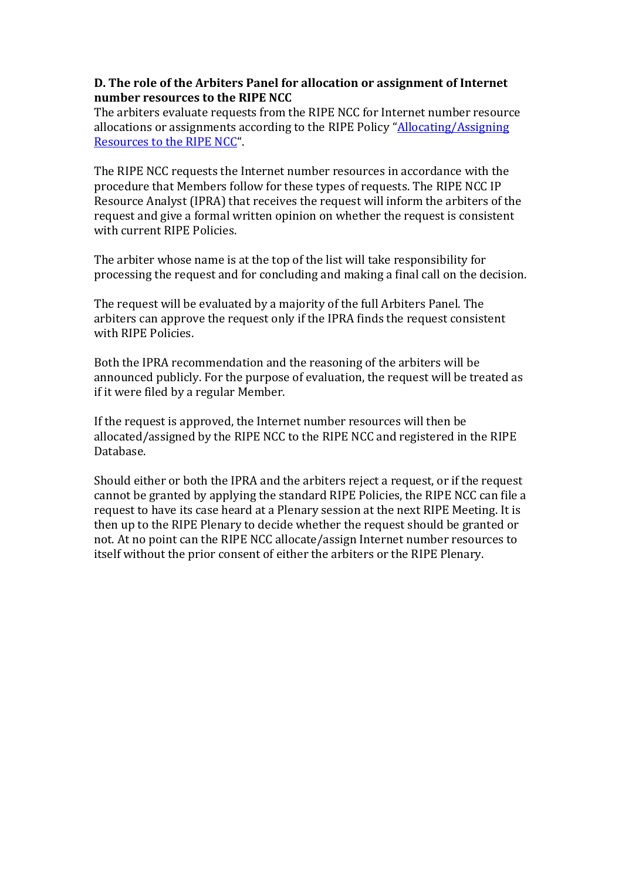**D. The role of the Arbiters Panel for allocation or assignment of Internet number resources to the RIPE NCC**

The arbiters evaluate requests from the RIPE NCC for Internet number resource allocations or assignments according to the RIPE Policy "[Allocating/Assigning Resources to the RIPE NCC](#)".

The RIPE NCC requests the Internet number resources in accordance with the procedure that Members follow for these types of requests. The RIPE NCC IP Resource Analyst (IPRA) that receives the request will inform the arbiters of the request and give a formal written opinion on whether the request is consistent with current RIPE Policies.

The arbiter whose name is at the top of the list will take responsibility for processing the request and for concluding and making a final call on the decision.

The request will be evaluated by a majority of the full Arbiters Panel. The arbiters can approve the request only if the IPRA finds the request consistent with RIPE Policies.

Both the IPRA recommendation and the reasoning of the arbiters will be announced publicly. For the purpose of evaluation, the request will be treated as if it were filed by a regular Member.

If the request is approved, the Internet number resources will then be allocated/assigned by the RIPE NCC to the RIPE NCC and registered in the RIPE Database.

Should either or both the IPRA and the arbiters reject a request, or if the request cannot be granted by applying the standard RIPE Policies, the RIPE NCC can file a request to have its case heard at a Plenary session at the next RIPE Meeting. It is then up to the RIPE Plenary to decide whether the request should be granted or not. At no point can the RIPE NCC allocate/assign Internet number resources to itself without the prior consent of either the arbiters or the RIPE Plenary.